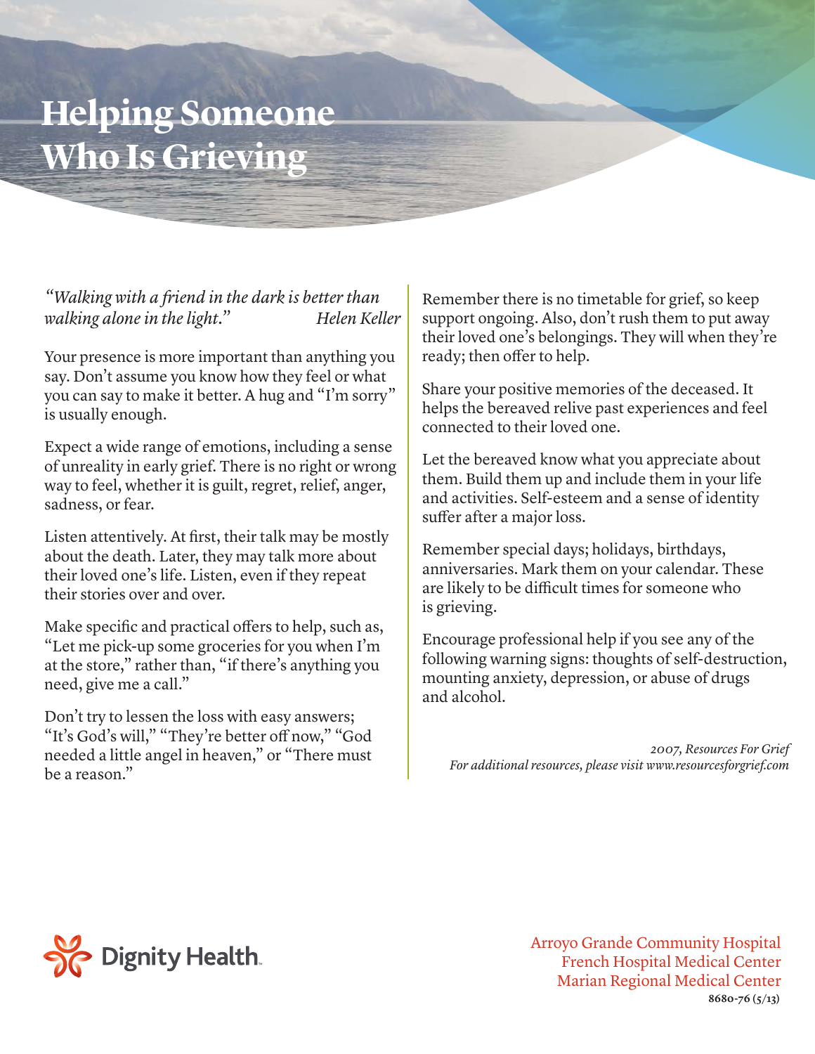# Helping Someone Who Is Grieving

*"Walking with a friend in the dark is better than walking alone in the light."* *Helen Keller*

Your presence is more important than anything you say. Don't assume you know how they feel or what you can say to make it better. A hug and "I'm sorry" is usually enough.

Expect a wide range of emotions, including a sense of unreality in early grief. There is no right or wrong way to feel, whether it is guilt, regret, relief, anger, sadness, or fear.

Listen attentively. At first, their talk may be mostly about the death. Later, they may talk more about their loved one's life. Listen, even if they repeat their stories over and over.

Make specific and practical offers to help, such as, "Let me pick-up some groceries for you when I'm at the store," rather than, "if there's anything you need, give me a call."

Don't try to lessen the loss with easy answers; "It's God's will," "They're better off now," "God needed a little angel in heaven," or "There must be a reason."

Remember there is no timetable for grief, so keep support ongoing. Also, don't rush them to put away their loved one's belongings. They will when they're ready; then offer to help.

Share your positive memories of the deceased. It helps the bereaved relive past experiences and feel connected to their loved one.

Let the bereaved know what you appreciate about them. Build them up and include them in your life and activities. Self-esteem and a sense of identity suffer after a major loss.

Remember special days; holidays, birthdays, anniversaries. Mark them on your calendar. These are likely to be difficult times for someone who is grieving.

Encourage professional help if you see any of the following warning signs: thoughts of self-destruction, mounting anxiety, depression, or abuse of drugs and alcohol.

*2007, Resources For Grief*
*For additional resources, please visit www.resourcesforgrief.com*

Dignity Health

Arroyo Grande Community Hospital
French Hospital Medical Center
Marian Regional Medical Center
8680-76 (5/13)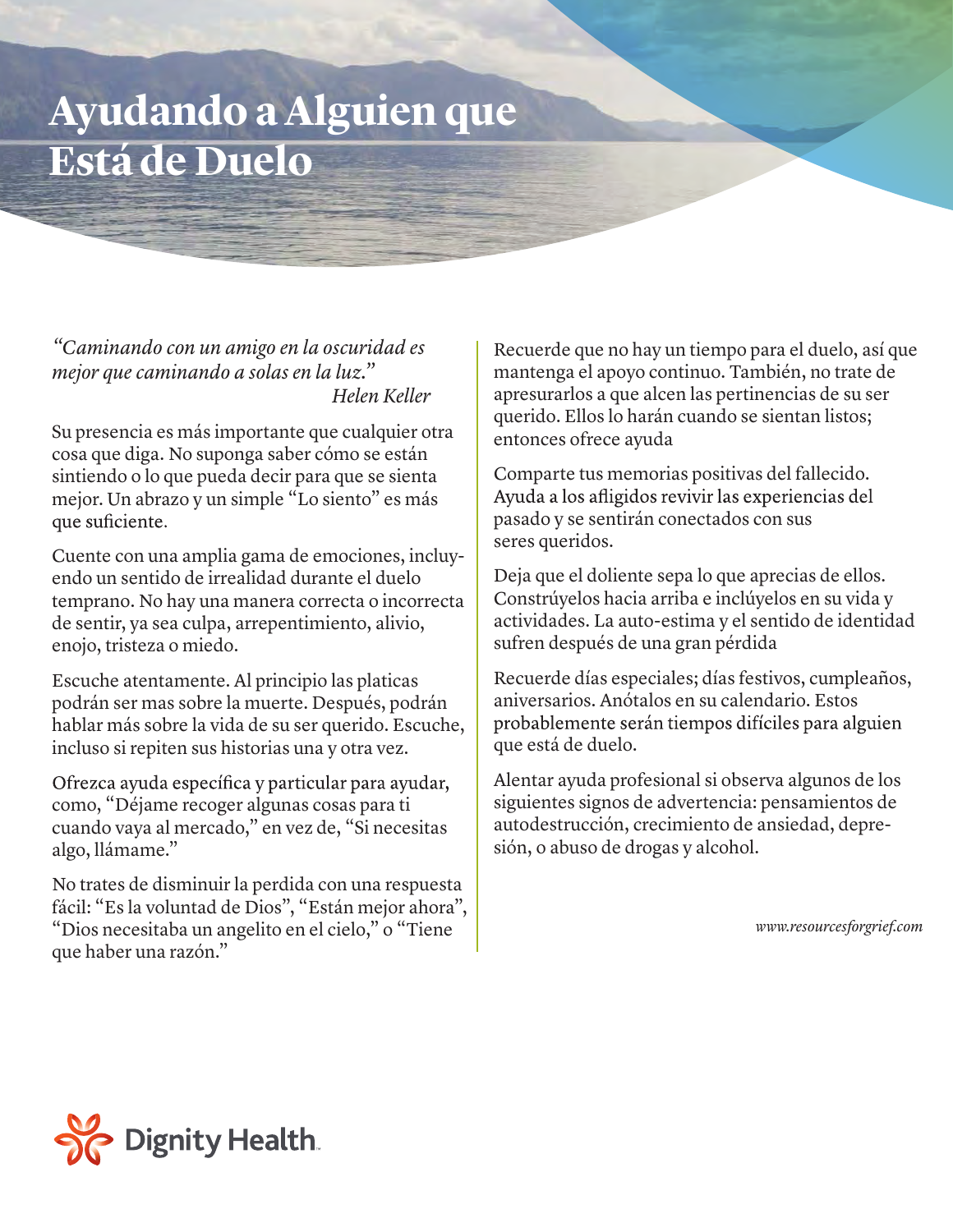# Ayudando a Alguien que Está de Duelo

*"Caminando con un amigo en la oscuridad es mejor que caminando a solas en la luz."*
*Helen Keller*

Su presencia es más importante que cualquier otra cosa que diga. No suponga saber cómo se están sintiendo o lo que pueda decir para que se sienta mejor. Un abrazo y un simple "Lo siento" es más que suficiente.

Cuente con una amplia gama de emociones, incluyendo un sentido de irrealidad durante el duelo temprano. No hay una manera correcta o incorrecta de sentir, ya sea culpa, arrepentimiento, alivio, enojo, tristeza o miedo.

Escuche atentamente. Al principio las platicas podrán ser mas sobre la muerte. Después, podrán hablar más sobre la vida de su ser querido. Escuche, incluso si repiten sus historias una y otra vez.

Ofrezca ayuda específica y particular para ayudar, como, "Déjame recoger algunas cosas para ti cuando vaya al mercado," en vez de, "Si necesitas algo, llámame."

No trates de disminuir la perdida con una respuesta fácil: "Es la voluntad de Dios", "Están mejor ahora", "Dios necesitaba un angelito en el cielo," o "Tiene que haber una razón."

Recuerde que no hay un tiempo para el duelo, así que mantenga el apoyo continuo. También, no trate de apresurarlos a que alcen las pertinencias de su ser querido. Ellos lo harán cuando se sientan listos; entonces ofrece ayuda

Comparte tus memorias positivas del fallecido. Ayuda a los afligidos revivir las experiencias del pasado y se sentirán conectados con sus seres queridos.

Deja que el doliente sepa lo que aprecias de ellos. Constrúyelos hacia arriba e inclúyelos en su vida y actividades. La auto-estima y el sentido de identidad sufren después de una gran pérdida

Recuerde días especiales; días festivos, cumpleaños, aniversarios. Anótalos en su calendario. Estos probablemente serán tiempos difíciles para alguien que está de duelo.

Alentar ayuda profesional si observa algunos de los siguientes signos de advertencia: pensamientos de autodestrucción, crecimiento de ansiedad, depresión, o abuso de drogas y alcohol.

*www.resourcesforgrief.com*

Dignity Health.